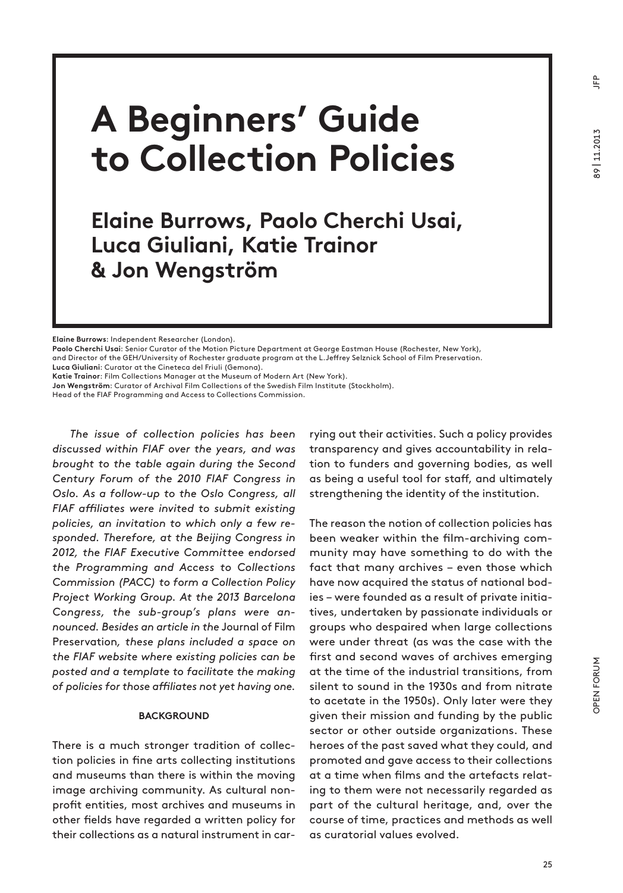# A Beginners' Guide to Collection Policies

## Elaine Burrows, Paolo Cherchi Usai, Luca Giuliani, Katie Trainor & Jon Wengström

**Elaine Burrows**: Independent Researcher (London).
**Paolo Cherchi Usai**: Senior Curator of the Motion Picture Department at George Eastman House (Rochester, New York), and Director of the GEH/University of Rochester graduate program at the L.Jeffrey Selznick School of Film Preservation.
**Luca Giuliani**: Curator at the Cineteca del Friuli (Gemona).
**Katie Trainor**: Film Collections Manager at the Museum of Modern Art (New York).
**Jon Wengström**: Curator of Archival Film Collections of the Swedish Film Institute (Stockholm).
Head of the FIAF Programming and Access to Collections Commission.

*The issue of collection policies has been discussed within FIAF over the years, and was brought to the table again during the Second Century Forum of the 2010 FIAF Congress in Oslo. As a follow-up to the Oslo Congress, all FIAF affiliates were invited to submit existing policies, an invitation to which only a few responded. Therefore, at the Beijing Congress in 2012, the FIAF Executive Committee endorsed the Programming and Access to Collections Commission (PACC) to form a Collection Policy Project Working Group. At the 2013 Barcelona Congress, the sub-group's plans were announced. Besides an article in the* Journal of Film Preservation*, these plans included a space on the FIAF website where existing policies can be posted and a template to facilitate the making of policies for those affiliates not yet having one.*

### BACKGROUND

There is a much stronger tradition of collection policies in fine arts collecting institutions and museums than there is within the moving image archiving community. As cultural non-profit entities, most archives and museums in other fields have regarded a written policy for their collections as a natural instrument in carrying out their activities. Such a policy provides transparency and gives accountability in relation to funders and governing bodies, as well as being a useful tool for staff, and ultimately strengthening the identity of the institution.

The reason the notion of collection policies has been weaker within the film-archiving community may have something to do with the fact that many archives – even those which have now acquired the status of national bodies – were founded as a result of private initiatives, undertaken by passionate individuals or groups who despaired when large collections were under threat (as was the case with the first and second waves of archives emerging at the time of the industrial transitions, from silent to sound in the 1930s and from nitrate to acetate in the 1950s). Only later were they given their mission and funding by the public sector or other outside organizations. These heroes of the past saved what they could, and promoted and gave access to their collections at a time when films and the artefacts relating to them were not necessarily regarded as part of the cultural heritage, and, over the course of time, practices and methods as well as curatorial values evolved.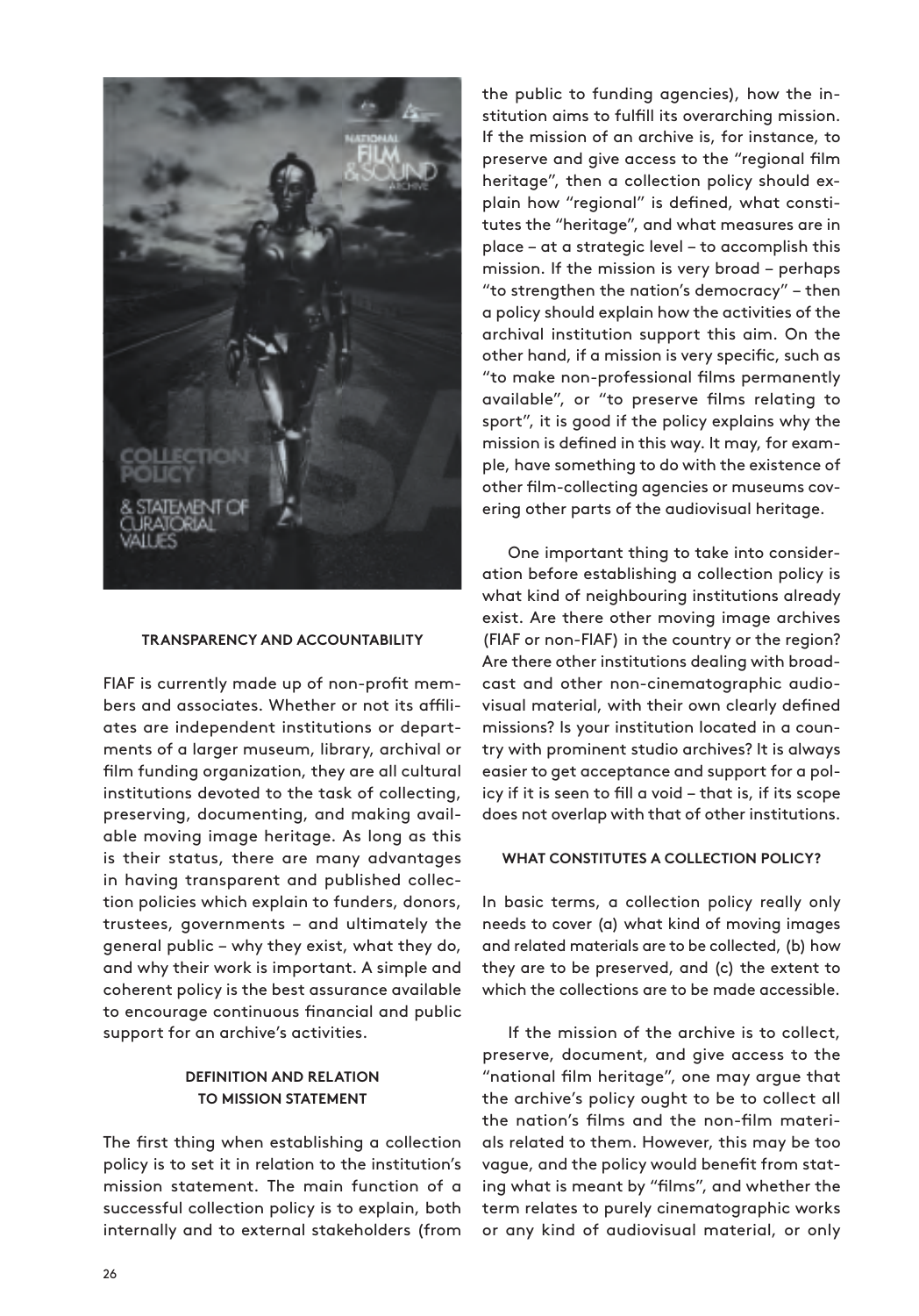### TRANSPARENCY AND ACCOUNTABILITY

FIAF is currently made up of non-profit members and associates. Whether or not its affiliates are independent institutions or departments of a larger museum, library, archival or film funding organization, they are all cultural institutions devoted to the task of collecting, preserving, documenting, and making available moving image heritage. As long as this is their status, there are many advantages in having transparent and published collection policies which explain to funders, donors, trustees, governments – and ultimately the general public – why they exist, what they do, and why their work is important. A simple and coherent policy is the best assurance available to encourage continuous financial and public support for an archive's activities.

### DEFINITION AND RELATION TO MISSION STATEMENT

The first thing when establishing a collection policy is to set it in relation to the institution's mission statement. The main function of a successful collection policy is to explain, both internally and to external stakeholders (from the public to funding agencies), how the institution aims to fulfill its overarching mission. If the mission of an archive is, for instance, to preserve and give access to the "regional film heritage", then a collection policy should explain how "regional" is defined, what constitutes the "heritage", and what measures are in place – at a strategic level – to accomplish this mission. If the mission is very broad – perhaps "to strengthen the nation's democracy" – then a policy should explain how the activities of the archival institution support this aim. On the other hand, if a mission is very specific, such as "to make non-professional films permanently available", or "to preserve films relating to sport", it is good if the policy explains why the mission is defined in this way. It may, for example, have something to do with the existence of other film-collecting agencies or museums covering other parts of the audiovisual heritage.

One important thing to take into consideration before establishing a collection policy is what kind of neighbouring institutions already exist. Are there other moving image archives (FIAF or non-FIAF) in the country or the region? Are there other institutions dealing with broadcast and other non-cinematographic audiovisual material, with their own clearly defined missions? Is your institution located in a country with prominent studio archives? It is always easier to get acceptance and support for a policy if it is seen to fill a void – that is, if its scope does not overlap with that of other institutions.

### WHAT CONSTITUTES A COLLECTION POLICY?

In basic terms, a collection policy really only needs to cover (a) what kind of moving images and related materials are to be collected, (b) how they are to be preserved, and (c) the extent to which the collections are to be made accessible.

If the mission of the archive is to collect, preserve, document, and give access to the "national film heritage", one may argue that the archive's policy ought to be to collect all the nation's films and the non-film materials related to them. However, this may be too vague, and the policy would benefit from stating what is meant by "films", and whether the term relates to purely cinematographic works or any kind of audiovisual material, or only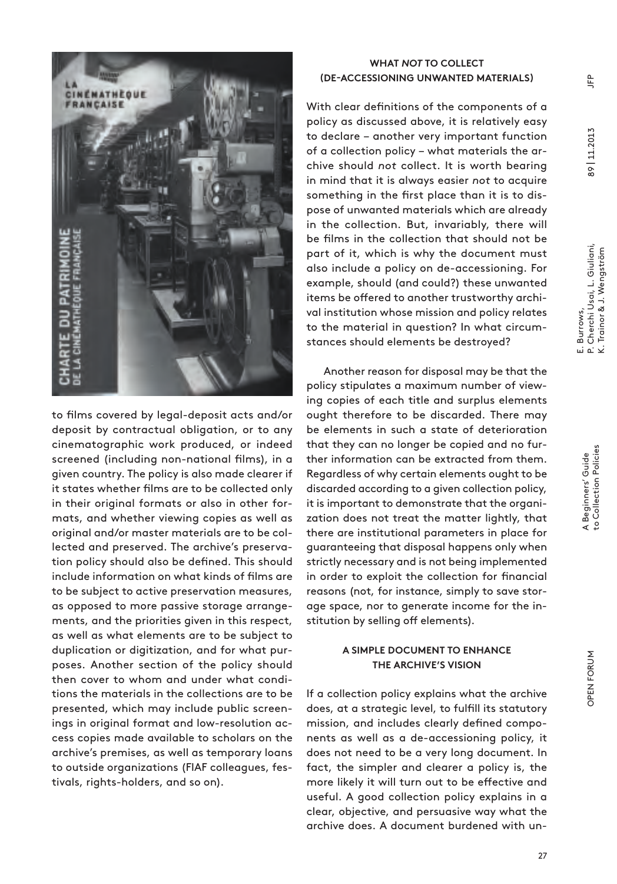to films covered by legal-deposit acts and/or deposit by contractual obligation, or to any cinematographic work produced, or indeed screened (including non-national films), in a given country. The policy is also made clearer if it states whether films are to be collected only in their original formats or also in other formats, and whether viewing copies as well as original and/or master materials are to be collected and preserved. The archive's preservation policy should also be defined. This should include information on what kinds of films are to be subject to active preservation measures, as opposed to more passive storage arrangements, and the priorities given in this respect, as well as what elements are to be subject to duplication or digitization, and for what purposes. Another section of the policy should then cover to whom and under what conditions the materials in the collections are to be presented, which may include public screenings in original format and low-resolution access copies made available to scholars on the archive's premises, as well as temporary loans to outside organizations (FIAF colleagues, festivals, rights-holders, and so on).

### WHAT *NOT* TO COLLECT (DE-ACCESSIONING UNWANTED MATERIALS)

With clear definitions of the components of a policy as discussed above, it is relatively easy to declare – another very important function of a collection policy – what materials the archive should *not* collect. It is worth bearing in mind that it is always easier *not* to acquire something in the first place than it is to dispose of unwanted materials which are already in the collection. But, invariably, there will be films in the collection that should not be part of it, which is why the document must also include a policy on de-accessioning. For example, should (and could?) these unwanted items be offered to another trustworthy archival institution whose mission and policy relates to the material in question? In what circumstances should elements be destroyed?

Another reason for disposal may be that the policy stipulates a maximum number of viewing copies of each title and surplus elements ought therefore to be discarded. There may be elements in such a state of deterioration that they can no longer be copied and no further information can be extracted from them. Regardless of why certain elements ought to be discarded according to a given collection policy, it is important to demonstrate that the organization does not treat the matter lightly, that there are institutional parameters in place for guaranteeing that disposal happens only when strictly necessary and is not being implemented in order to exploit the collection for financial reasons (not, for instance, simply to save storage space, nor to generate income for the institution by selling off elements).

### A SIMPLE DOCUMENT TO ENHANCE THE ARCHIVE'S VISION

If a collection policy explains what the archive does, at a strategic level, to fulfill its statutory mission, and includes clearly defined components as well as a de-accessioning policy, it does not need to be a very long document. In fact, the simpler and clearer a policy is, the more likely it will turn out to be effective and useful. A good collection policy explains in a clear, objective, and persuasive way what the archive does. A document burdened with un-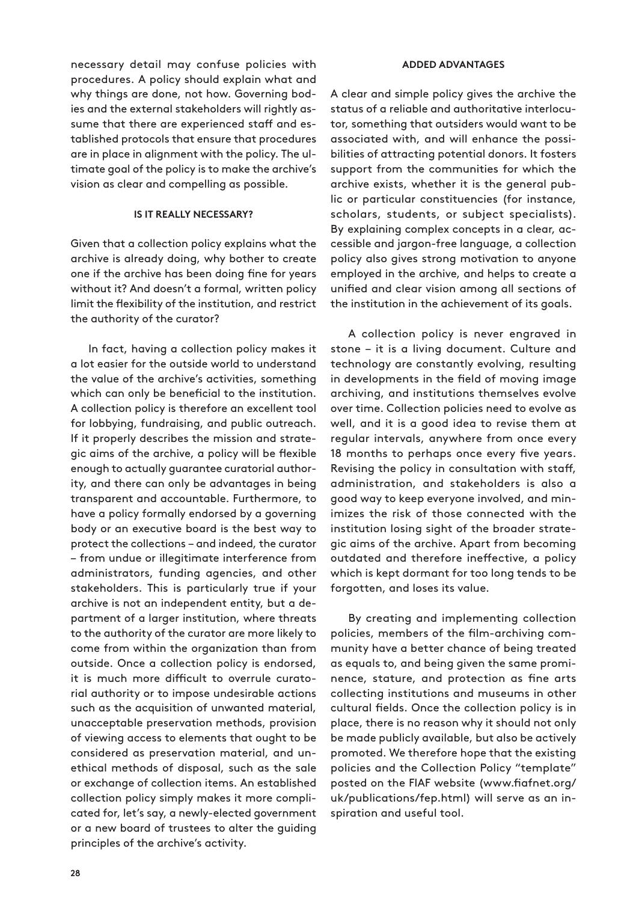necessary detail may confuse policies with procedures. A policy should explain what and why things are done, not how. Governing bodies and the external stakeholders will rightly assume that there are experienced staff and established protocols that ensure that procedures are in place in alignment with the policy. The ultimate goal of the policy is to make the archive's vision as clear and compelling as possible.

#### IS IT REALLY NECESSARY?

Given that a collection policy explains what the archive is already doing, why bother to create one if the archive has been doing fine for years without it? And doesn't a formal, written policy limit the flexibility of the institution, and restrict the authority of the curator?

In fact, having a collection policy makes it a lot easier for the outside world to understand the value of the archive's activities, something which can only be beneficial to the institution. A collection policy is therefore an excellent tool for lobbying, fundraising, and public outreach. If it properly describes the mission and strategic aims of the archive, a policy will be flexible enough to actually guarantee curatorial authority, and there can only be advantages in being transparent and accountable. Furthermore, to have a policy formally endorsed by a governing body or an executive board is the best way to protect the collections – and indeed, the curator – from undue or illegitimate interference from administrators, funding agencies, and other stakeholders. This is particularly true if your archive is not an independent entity, but a department of a larger institution, where threats to the authority of the curator are more likely to come from within the organization than from outside. Once a collection policy is endorsed, it is much more difficult to overrule curatorial authority or to impose undesirable actions such as the acquisition of unwanted material, unacceptable preservation methods, provision of viewing access to elements that ought to be considered as preservation material, and unethical methods of disposal, such as the sale or exchange of collection items. An established collection policy simply makes it more complicated for, let's say, a newly-elected government or a new board of trustees to alter the guiding principles of the archive's activity.

#### ADDED ADVANTAGES

A clear and simple policy gives the archive the status of a reliable and authoritative interlocutor, something that outsiders would want to be associated with, and will enhance the possibilities of attracting potential donors. It fosters support from the communities for which the archive exists, whether it is the general public or particular constituencies (for instance, scholars, students, or subject specialists). By explaining complex concepts in a clear, accessible and jargon-free language, a collection policy also gives strong motivation to anyone employed in the archive, and helps to create a unified and clear vision among all sections of the institution in the achievement of its goals.

A collection policy is never engraved in stone – it is a living document. Culture and technology are constantly evolving, resulting in developments in the field of moving image archiving, and institutions themselves evolve over time. Collection policies need to evolve as well, and it is a good idea to revise them at regular intervals, anywhere from once every 18 months to perhaps once every five years. Revising the policy in consultation with staff, administration, and stakeholders is also a good way to keep everyone involved, and minimizes the risk of those connected with the institution losing sight of the broader strategic aims of the archive. Apart from becoming outdated and therefore ineffective, a policy which is kept dormant for too long tends to be forgotten, and loses its value.

By creating and implementing collection policies, members of the film-archiving community have a better chance of being treated as equals to, and being given the same prominence, stature, and protection as fine arts collecting institutions and museums in other cultural fields. Once the collection policy is in place, there is no reason why it should not only be made publicly available, but also be actively promoted. We therefore hope that the existing policies and the Collection Policy "template" posted on the FIAF website (www.fiafnet.org/uk/publications/fep.html) will serve as an inspiration and useful tool.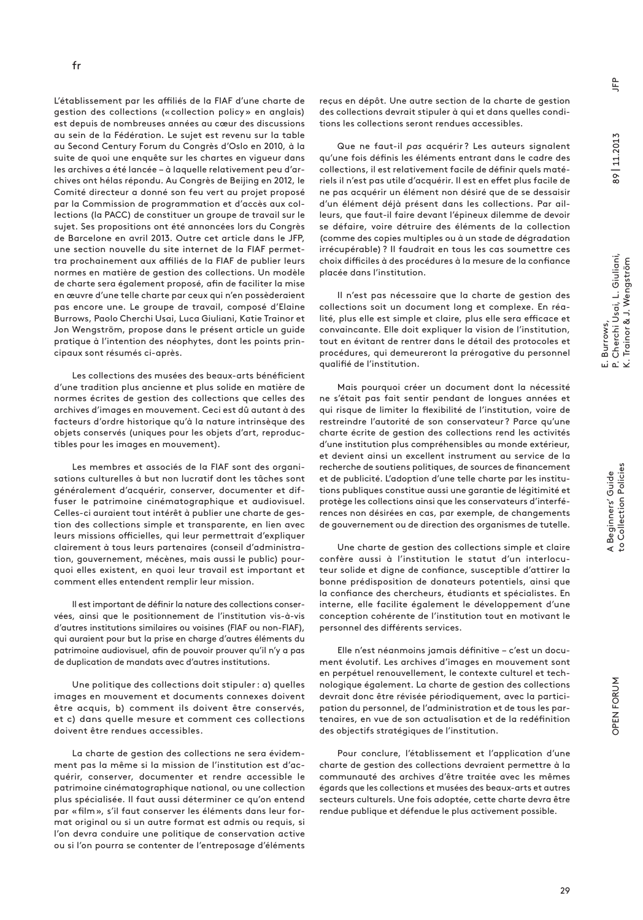fr

L'établissement par les affiliés de la FIAF d'une charte de gestion des collections (« collection policy » en anglais) est depuis de nombreuses années au cœur des discussions au sein de la Fédération. Le sujet est revenu sur la table au Second Century Forum du Congrès d'Oslo en 2010, à la suite de quoi une enquête sur les chartes en vigueur dans les archives a été lancée – à laquelle relativement peu d'archives ont hélas répondu. Au Congrès de Beijing en 2012, le Comité directeur a donné son feu vert au projet proposé par la Commission de programmation et d'accès aux collections (la PACC) de constituer un groupe de travail sur le sujet. Ses propositions ont été annoncées lors du Congrès de Barcelone en avril 2013. Outre cet article dans le JFP, une section nouvelle du site internet de la FIAF permettra prochainement aux affiliés de la FIAF de publier leurs normes en matière de gestion des collections. Un modèle de charte sera également proposé, afin de faciliter la mise en œuvre d'une telle charte par ceux qui n'en possèderaient pas encore une. Le groupe de travail, composé d'Elaine Burrows, Paolo Cherchi Usai, Luca Giuliani, Katie Trainor et Jon Wengström, propose dans le présent article un guide pratique à l'intention des néophytes, dont les points principaux sont résumés ci-après.

Les collections des musées des beaux-arts bénéficient d'une tradition plus ancienne et plus solide en matière de normes écrites de gestion des collections que celles des archives d'images en mouvement. Ceci est dû autant à des facteurs d'ordre historique qu'à la nature intrinsèque des objets conservés (uniques pour les objets d'art, reproductibles pour les images en mouvement).

Les membres et associés de la FIAF sont des organisations culturelles à but non lucratif dont les tâches sont généralement d'acquérir, conserver, documenter et diffuser le patrimoine cinématographique et audiovisuel. Celles-ci auraient tout intérêt à publier une charte de gestion des collections simple et transparente, en lien avec leurs missions officielles, qui leur permettrait d'expliquer clairement à tous leurs partenaires (conseil d'administration, gouvernement, mécènes, mais aussi le public) pourquoi elles existent, en quoi leur travail est important et comment elles entendent remplir leur mission.

Il est important de définir la nature des collections conservées, ainsi que le positionnement de l'institution vis-à-vis d'autres institutions similaires ou voisines (FIAF ou non-FIAF), qui auraient pour but la prise en charge d'autres éléments du patrimoine audiovisuel, afin de pouvoir prouver qu'il n'y a pas de duplication de mandats avec d'autres institutions.

Une politique des collections doit stipuler : a) quelles images en mouvement et documents connexes doivent être acquis, b) comment ils doivent être conservés, et c) dans quelle mesure et comment ces collections doivent être rendues accessibles.

La charte de gestion des collections ne sera évidemment pas la même si la mission de l'institution est d'acquérir, conserver, documenter et rendre accessible le patrimoine cinématographique national, ou une collection plus spécialisée. Il faut aussi déterminer ce qu'on entend par « film », s'il faut conserver les éléments dans leur format original ou si un autre format est admis ou requis, si l'on devra conduire une politique de conservation active ou si l'on pourra se contenter de l'entreposage d'éléments reçus en dépôt. Une autre section de la charte de gestion des collections devrait stipuler à qui et dans quelles conditions les collections seront rendues accessibles.

Que ne faut-il *pas* acquérir ? Les auteurs signalent qu'une fois définis les éléments entrant dans le cadre des collections, il est relativement facile de définir quels matériels il n'est pas utile d'acquérir. Il est en effet plus facile de ne pas acquérir un élément non désiré que de se dessaisir d'un élément déjà présent dans les collections. Par ailleurs, que faut-il faire devant l'épineux dilemme de devoir se défaire, voire détruire des éléments de la collection (comme des copies multiples ou à un stade de dégradation irrécupérable) ? Il faudrait en tous les cas soumettre ces choix difficiles à des procédures à la mesure de la confiance placée dans l'institution.

Il n'est pas nécessaire que la charte de gestion des collections soit un document long et complexe. En réalité, plus elle est simple et claire, plus elle sera efficace et convaincante. Elle doit expliquer la vision de l'institution, tout en évitant de rentrer dans le détail des protocoles et procédures, qui demeureront la prérogative du personnel qualifié de l'institution.

Mais pourquoi créer un document dont la nécessité ne s'était pas fait sentir pendant de longues années et qui risque de limiter la flexibilité de l'institution, voire de restreindre l'autorité de son conservateur ? Parce qu'une charte écrite de gestion des collections rend les activités d'une institution plus compréhensibles au monde extérieur, et devient ainsi un excellent instrument au service de la recherche de soutiens politiques, de sources de financement et de publicité. L'adoption d'une telle charte par les institutions publiques constitue aussi une garantie de légitimité et protège les collections ainsi que les conservateurs d'interférences non désirées en cas, par exemple, de changements de gouvernement ou de direction des organismes de tutelle.

Une charte de gestion des collections simple et claire confère aussi à l'institution le statut d'un interlocuteur solide et digne de confiance, susceptible d'attirer la bonne prédisposition de donateurs potentiels, ainsi que la confiance des chercheurs, étudiants et spécialistes. En interne, elle facilite également le développement d'une conception cohérente de l'institution tout en motivant le personnel des différents services.

Elle n'est néanmoins jamais définitive – c'est un document évolutif. Les archives d'images en mouvement sont en perpétuel renouvellement, le contexte culturel et technologique également. La charte de gestion des collections devrait donc être révisée périodiquement, avec la participation du personnel, de l'administration et de tous les partenaires, en vue de son actualisation et de la redéfinition des objectifs stratégiques de l'institution.

Pour conclure, l'établissement et l'application d'une charte de gestion des collections devraient permettre à la communauté des archives d'être traitée avec les mêmes égards que les collections et musées des beaux-arts et autres secteurs culturels. Une fois adoptée, cette charte devra être rendue publique et défendue le plus activement possible.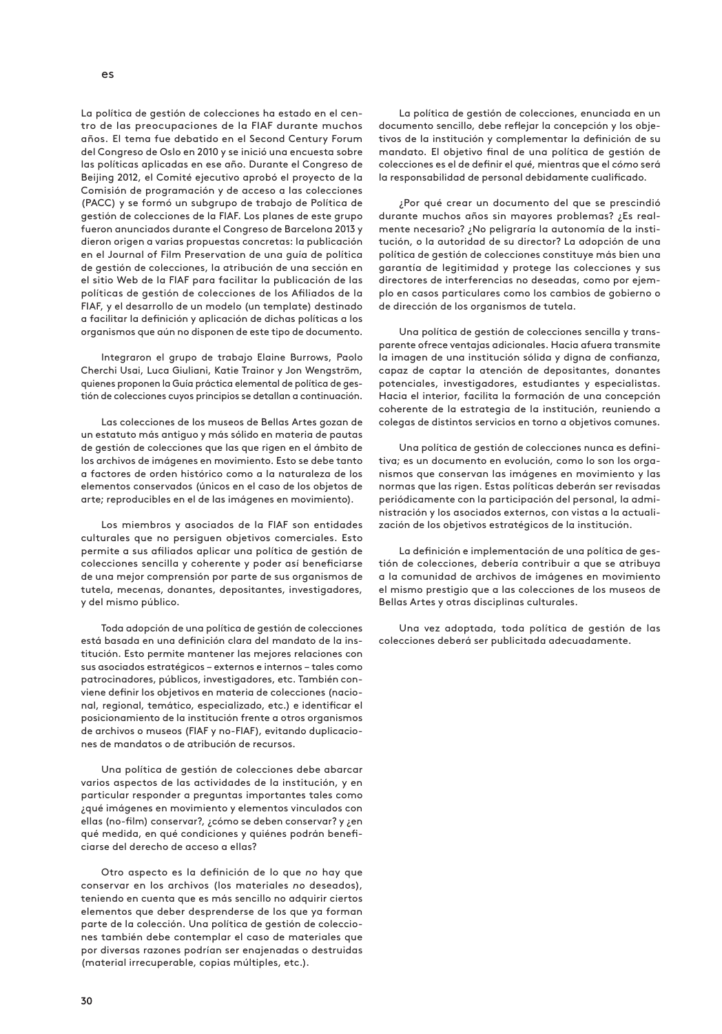es

La política de gestión de colecciones ha estado en el centro de las preocupaciones de la FIAF durante muchos años. El tema fue debatido en el Second Century Forum del Congreso de Oslo en 2010 y se inició una encuesta sobre las políticas aplicadas en ese año. Durante el Congreso de Beijing 2012, el Comité ejecutivo aprobó el proyecto de la Comisión de programación y de acceso a las colecciones (PACC) y se formó un subgrupo de trabajo de Política de gestión de colecciones de la FIAF. Los planes de este grupo fueron anunciados durante el Congreso de Barcelona 2013 y dieron origen a varias propuestas concretas: la publicación en el Journal of Film Preservation de una guía de política de gestión de colecciones, la atribución de una sección en el sitio Web de la FIAF para facilitar la publicación de las políticas de gestión de colecciones de los Afiliados de la FIAF, y el desarrollo de un modelo (un template) destinado a facilitar la definición y aplicación de dichas políticas a los organismos que aún no disponen de este tipo de documento.

Integraron el grupo de trabajo Elaine Burrows, Paolo Cherchi Usai, Luca Giuliani, Katie Trainor y Jon Wengström, quienes proponen la *Guía práctica elemental de política de gestión de colecciones* cuyos principios se detallan a continuación.

Las colecciones de los museos de Bellas Artes gozan de un estatuto más antiguo y más sólido en materia de pautas de gestión de colecciones que las que rigen en el ámbito de los archivos de imágenes en movimiento. Esto se debe tanto a factores de orden histórico como a la naturaleza de los elementos conservados (únicos en el caso de los objetos de arte; reproducibles en el de las imágenes en movimiento).

Los miembros y asociados de la FIAF son entidades culturales que no persiguen objetivos comerciales. Esto permite a sus afiliados aplicar una política de gestión de colecciones sencilla y coherente y poder así beneficiarse de una mejor comprensión por parte de sus organismos de tutela, mecenas, donantes, depositantes, investigadores, y del mismo público.

Toda adopción de una política de gestión de colecciones está basada en una definición clara del mandato de la institución. Esto permite mantener las mejores relaciones con sus asociados estratégicos – externos e internos – tales como patrocinadores, públicos, investigadores, etc. También conviene definir los objetivos en materia de colecciones (nacional, regional, temático, especializado, etc.) e identificar el posicionamiento de la institución frente a otros organismos de archivos o museos (FIAF y no-FIAF), evitando duplicaciones de mandatos o de atribución de recursos.

Una política de gestión de colecciones debe abarcar varios aspectos de las actividades de la institución, y en particular responder a preguntas importantes tales como ¿qué imágenes en movimiento y elementos vinculados con ellas (no-film) conservar?, ¿cómo se deben conservar? y ¿en qué medida, en qué condiciones y quiénes podrán beneficiarse del derecho de acceso a ellas?

Otro aspecto es la definición de lo que *no* hay que conservar en los archivos (los materiales *no* deseados), teniendo en cuenta que es más sencillo no adquirir ciertos elementos que deber desprenderse de los que ya forman parte de la colección. Una política de gestión de colecciones también debe contemplar el caso de materiales que por diversas razones podrían ser enajenadas o destruidas (material irrecuperable, copias múltiples, etc.).

La política de gestión de colecciones, enunciada en un documento sencillo, debe reflejar la concepción y los objetivos de la institución y complementar la definición de su mandato. El objetivo final de una política de gestión de colecciones es el de definir el *qué*, mientras que el *cómo* será la responsabilidad de personal debidamente cualificado.

¿Por qué crear un documento del que se prescindió durante muchos años sin mayores problemas? ¿Es realmente necesario? ¿No peligraría la autonomía de la institución, o la autoridad de su director? La adopción de una política de gestión de colecciones constituye más bien una garantía de legitimidad y protege las colecciones y sus directores de interferencias no deseadas, como por ejemplo en casos particulares como los cambios de gobierno o de dirección de los organismos de tutela.

Una política de gestión de colecciones sencilla y transparente ofrece ventajas adicionales. Hacia afuera transmite la imagen de una institución sólida y digna de confianza, capaz de captar la atención de depositantes, donantes potenciales, investigadores, estudiantes y especialistas. Hacia el interior, facilita la formación de una concepción coherente de la estrategia de la institución, reuniendo a colegas de distintos servicios en torno a objetivos comunes.

Una política de gestión de colecciones nunca es definitiva; es un documento en evolución, como lo son los organismos que conservan las imágenes en movimiento y las normas que las rigen. Estas políticas deberán ser revisadas periódicamente con la participación del personal, la administración y los asociados externos, con vistas a la actualización de los objetivos estratégicos de la institución.

La definición e implementación de una política de gestión de colecciones, debería contribuir a que se atribuya a la comunidad de archivos de imágenes en movimiento el mismo prestigio que a las colecciones de los museos de Bellas Artes y otras disciplinas culturales.

Una vez adoptada, toda política de gestión de las colecciones deberá ser publicitada adecuadamente.